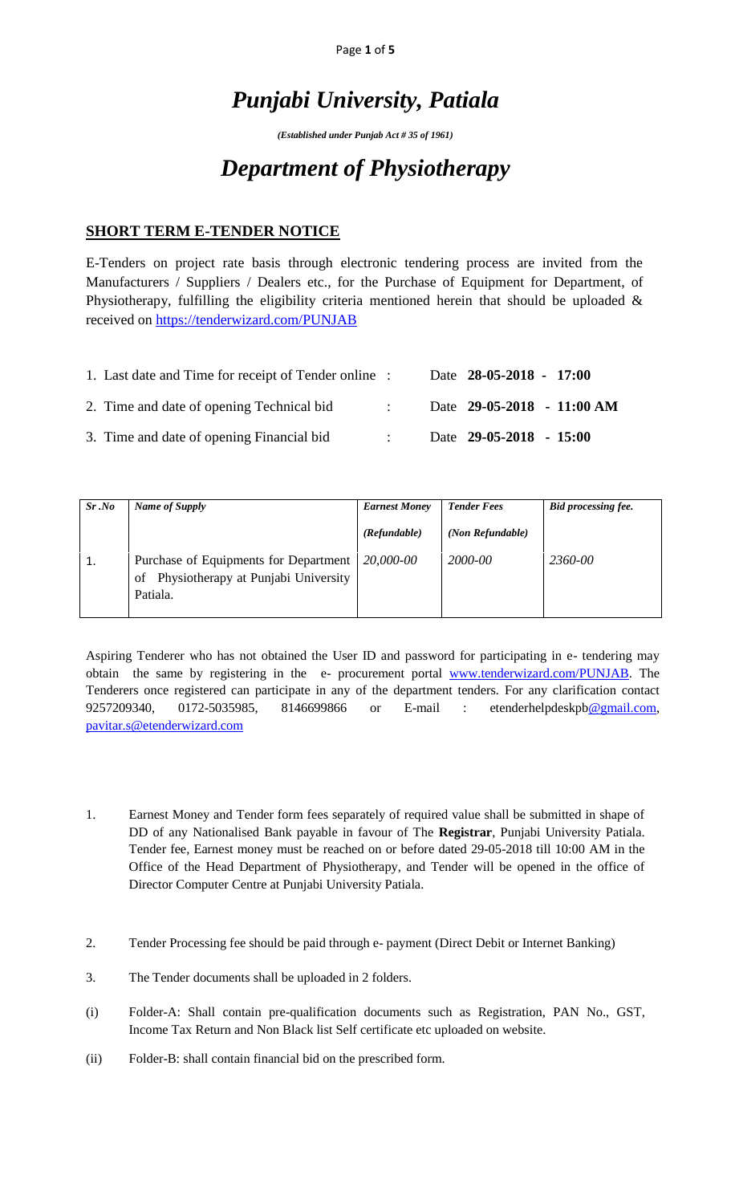# *Punjabi University, Patiala*

***(Established under Punjab Act # 35 of 1961)***

# *Department of Physiotherapy*

## SHORT TERM E-TENDER NOTICE

E-Tenders on project rate basis through electronic tendering process are invited from the Manufacturers / Suppliers / Dealers etc., for the Purchase of Equipment for Department, of Physiotherapy, fulfilling the eligibility criteria mentioned herein that should be uploaded & received on https://tenderwizard.com/PUNJAB

1. Last date and Time for receipt of Tender online : Date **28-05-2018 - 17:00**
2. Time and date of opening Technical bid : Date **29-05-2018 - 11:00 AM**
3. Time and date of opening Financial bid : Date **29-05-2018 - 15:00**

| *Sr .No* | *Name of Supply* | *Earnest Money (Refundable)* | *Tender Fees (Non Refundable)* | *Bid processing fee.* |
|---|---|---|---|---|
| 1. | Purchase of Equipments for Department of Physiotherapy at Punjabi University Patiala. | *20,000-00* | *2000-00* | *2360-00* |

Aspiring Tenderer who has not obtained the User ID and password for participating in e- tendering may obtain the same by registering in the e- procurement portal www.tenderwizard.com/PUNJAB. The Tenderers once registered can participate in any of the department tenders. For any clarification contact 9257209340, 0172-5035985, 8146699866 or E-mail : etenderhelpdeskpb@gmail.com, pavitar.s@etenderwizard.com

1. Earnest Money and Tender form fees separately of required value shall be submitted in shape of DD of any Nationalised Bank payable in favour of The **Registrar**, Punjabi University Patiala. Tender fee, Earnest money must be reached on or before dated 29-05-2018 till 10:00 AM in the Office of the Head Department of Physiotherapy, and Tender will be opened in the office of Director Computer Centre at Punjabi University Patiala.

2. Tender Processing fee should be paid through e- payment (Direct Debit or Internet Banking)

3. The Tender documents shall be uploaded in 2 folders.

(i) Folder-A: Shall contain pre-qualification documents such as Registration, PAN No., GST, Income Tax Return and Non Black list Self certificate etc uploaded on website.

(ii) Folder-B: shall contain financial bid on the prescribed form.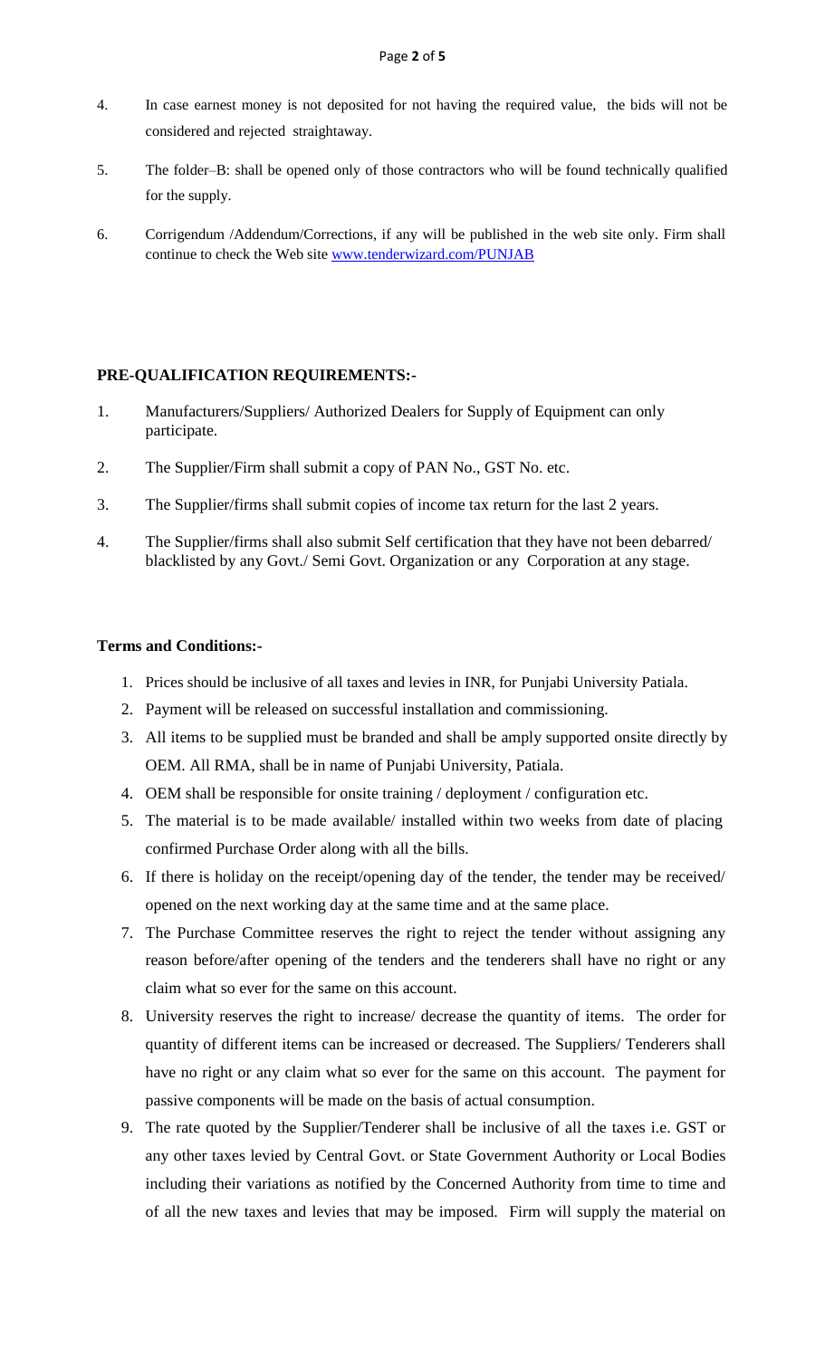4. In case earnest money is not deposited for not having the required value, the bids will not be considered and rejected straightaway.

5. The folder–B: shall be opened only of those contractors who will be found technically qualified for the supply.

6. Corrigendum /Addendum/Corrections, if any will be published in the web site only. Firm shall continue to check the Web site [www.tenderwizard.com/PUNJAB](www.tenderwizard.com/PUNJAB)

**PRE-QUALIFICATION REQUIREMENTS:-**

1. Manufacturers/Suppliers/ Authorized Dealers for Supply of Equipment can only participate.

2. The Supplier/Firm shall submit a copy of PAN No., GST No. etc.

3. The Supplier/firms shall submit copies of income tax return for the last 2 years.

4. The Supplier/firms shall also submit Self certification that they have not been debarred/ blacklisted by any Govt./ Semi Govt. Organization or any Corporation at any stage.

**Terms and Conditions:-**

1. Prices should be inclusive of all taxes and levies in INR, for Punjabi University Patiala.
2. Payment will be released on successful installation and commissioning.
3. All items to be supplied must be branded and shall be amply supported onsite directly by OEM. All RMA, shall be in name of Punjabi University, Patiala.
4. OEM shall be responsible for onsite training / deployment / configuration etc.
5. The material is to be made available/ installed within two weeks from date of placing confirmed Purchase Order along with all the bills.
6. If there is holiday on the receipt/opening day of the tender, the tender may be received/ opened on the next working day at the same time and at the same place.
7. The Purchase Committee reserves the right to reject the tender without assigning any reason before/after opening of the tenders and the tenderers shall have no right or any claim what so ever for the same on this account.
8. University reserves the right to increase/ decrease the quantity of items. The order for quantity of different items can be increased or decreased. The Suppliers/ Tenderers shall have no right or any claim what so ever for the same on this account. The payment for passive components will be made on the basis of actual consumption.
9. The rate quoted by the Supplier/Tenderer shall be inclusive of all the taxes i.e. GST or any other taxes levied by Central Govt. or State Government Authority or Local Bodies including their variations as notified by the Concerned Authority from time to time and of all the new taxes and levies that may be imposed. Firm will supply the material on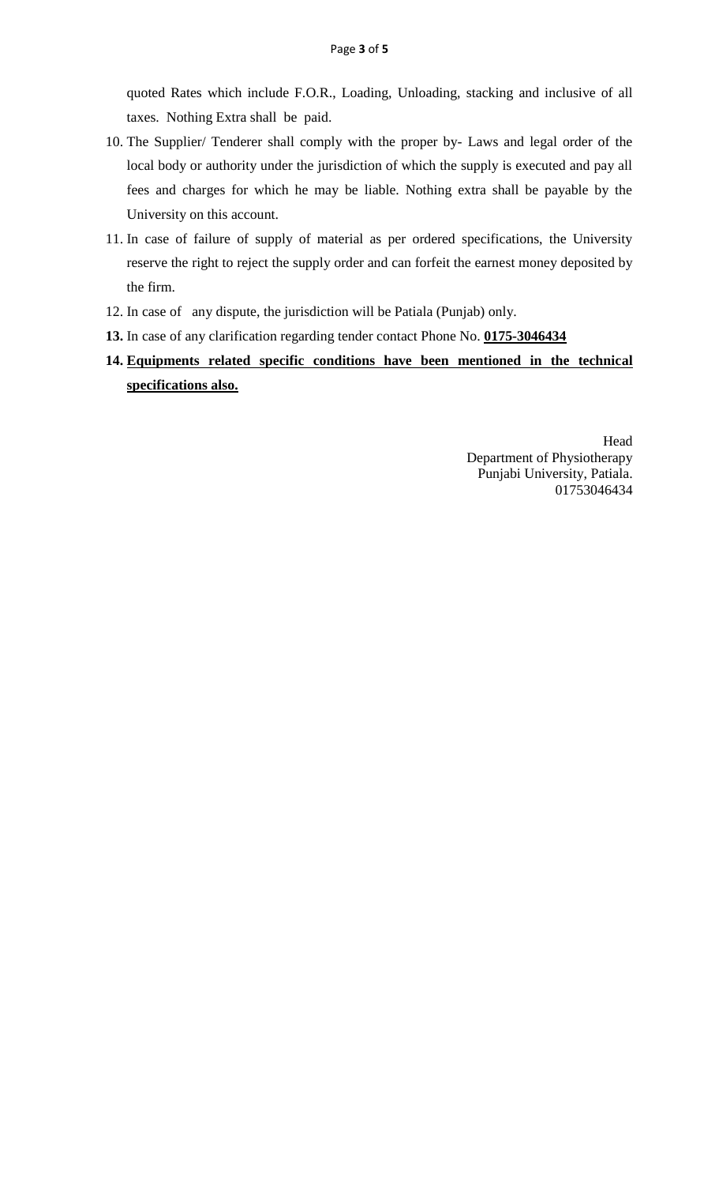quoted Rates which include F.O.R., Loading, Unloading, stacking and inclusive of all taxes. Nothing Extra shall be paid.

10. The Supplier/ Tenderer shall comply with the proper by- Laws and legal order of the local body or authority under the jurisdiction of which the supply is executed and pay all fees and charges for which he may be liable. Nothing extra shall be payable by the University on this account.
11. In case of failure of supply of material as per ordered specifications, the University reserve the right to reject the supply order and can forfeit the earnest money deposited by the firm.
12. In case of any dispute, the jurisdiction will be Patiala (Punjab) only.
13. In case of any clarification regarding tender contact Phone No. **<u>0175-3046434</u>**
14. **<u>Equipments related specific conditions have been mentioned in the technical specifications also.</u>**

Head
Department of Physiotherapy
Punjabi University, Patiala.
01753046434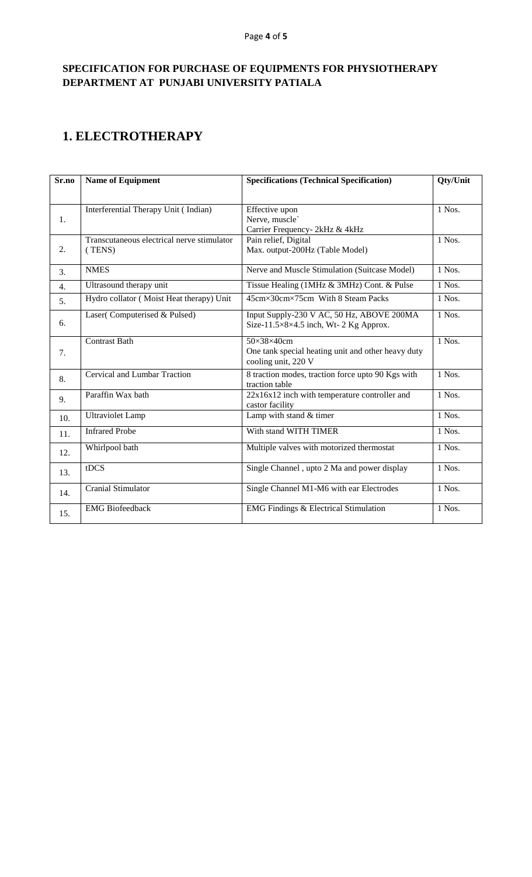## SPECIFICATION FOR PURCHASE OF EQUIPMENTS FOR PHYSIOTHERAPY DEPARTMENT AT PUNJABI UNIVERSITY PATIALA

# 1. ELECTROTHERAPY

| Sr.no | Name of Equipment | Specifications (Technical Specification) | Qty/Unit |
|---|---|---|---|
| 1. | Interferential Therapy Unit ( Indian) | Effective upon<br>Nerve, muscle`<br>Carrier Frequency- 2kHz & 4kHz | 1 Nos. |
| 2. | Transcutaneous electrical nerve stimulator ( TENS) | Pain relief, Digital<br>Max. output-200Hz (Table Model) | 1 Nos. |
| 3. | NMES | Nerve and Muscle Stimulation (Suitcase Model) | 1 Nos. |
| 4. | Ultrasound therapy unit | Tissue Healing (1MHz & 3MHz) Cont. & Pulse | 1 Nos. |
| 5. | Hydro collator ( Moist Heat therapy) Unit | 45cm×30cm×75cm With 8 Steam Packs | 1 Nos. |
| 6. | Laser( Computerised & Pulsed) | Input Supply-230 V AC, 50 Hz, ABOVE 200MA<br>Size-11.5×8×4.5 inch, Wt- 2 Kg Approx. | 1 Nos. |
| 7. | Contrast Bath | 50×38×40cm<br>One tank special heating unit and other heavy duty cooling unit, 220 V | 1 Nos. |
| 8. | Cervical and Lumbar Traction | 8 traction modes, traction force upto 90 Kgs with traction table | 1 Nos. |
| 9. | Paraffin Wax bath | 22x16x12 inch with temperature controller and castor facility | 1 Nos. |
| 10. | Ultraviolet Lamp | Lamp with stand & timer | 1 Nos. |
| 11. | Infrared Probe | With stand WITH TIMER | 1 Nos. |
| 12. | Whirlpool bath | Multiple valves with motorized thermostat | 1 Nos. |
| 13. | tDCS | Single Channel , upto 2 Ma and power display | 1 Nos. |
| 14. | Cranial Stimulator | Single Channel M1-M6 with ear Electrodes | 1 Nos. |
| 15. | EMG Biofeedback | EMG Findings & Electrical Stimulation | 1 Nos. |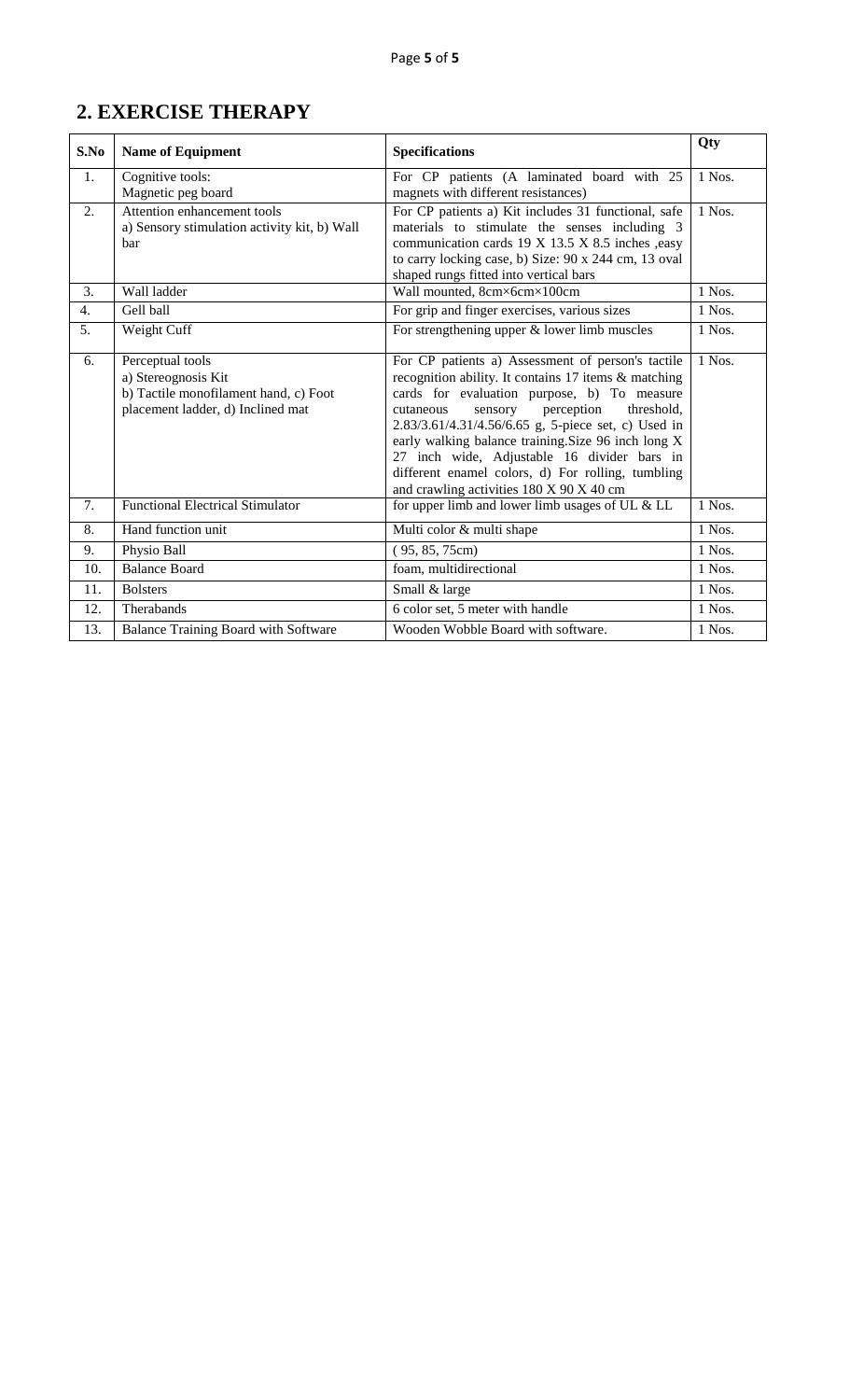## 2. EXERCISE THERAPY

| S.No | Name of Equipment | Specifications | Qty |
|---|---|---|---|
| 1. | Cognitive tools: Magnetic peg board | For CP patients (A laminated board with 25 magnets with different resistances) | 1 Nos. |
| 2. | Attention enhancement tools a) Sensory stimulation activity kit, b) Wall bar | For CP patients a) Kit includes 31 functional, safe materials to stimulate the senses including 3 communication cards 19 X 13.5 X 8.5 inches ,easy to carry locking case, b) Size: 90 x 244 cm, 13 oval shaped rungs fitted into vertical bars | 1 Nos. |
| 3. | Wall ladder | Wall mounted, 8cm×6cm×100cm | 1 Nos. |
| 4. | Gell ball | For grip and finger exercises, various sizes | 1 Nos. |
| 5. | Weight Cuff | For strengthening upper & lower limb muscles | 1 Nos. |
| 6. | Perceptual tools a) Stereognosis Kit b) Tactile monofilament hand, c) Foot placement ladder, d) Inclined mat | For CP patients a) Assessment of person's tactile recognition ability. It contains 17 items & matching cards for evaluation purpose, b) To measure cutaneous sensory perception threshold, 2.83/3.61/4.31/4.56/6.65 g, 5-piece set, c) Used in early walking balance training.Size 96 inch long X 27 inch wide, Adjustable 16 divider bars in different enamel colors, d) For rolling, tumbling and crawling activities 180 X 90 X 40 cm | 1 Nos. |
| 7. | Functional Electrical Stimulator | for upper limb and lower limb usages of UL & LL | 1 Nos. |
| 8. | Hand function unit | Multi color & multi shape | 1 Nos. |
| 9. | Physio Ball | ( 95, 85, 75cm) | 1 Nos. |
| 10. | Balance Board | foam, multidirectional | 1 Nos. |
| 11. | Bolsters | Small & large | 1 Nos. |
| 12. | Therabands | 6 color set, 5 meter with handle | 1 Nos. |
| 13. | Balance Training Board with Software | Wooden Wobble Board with software. | 1 Nos. |